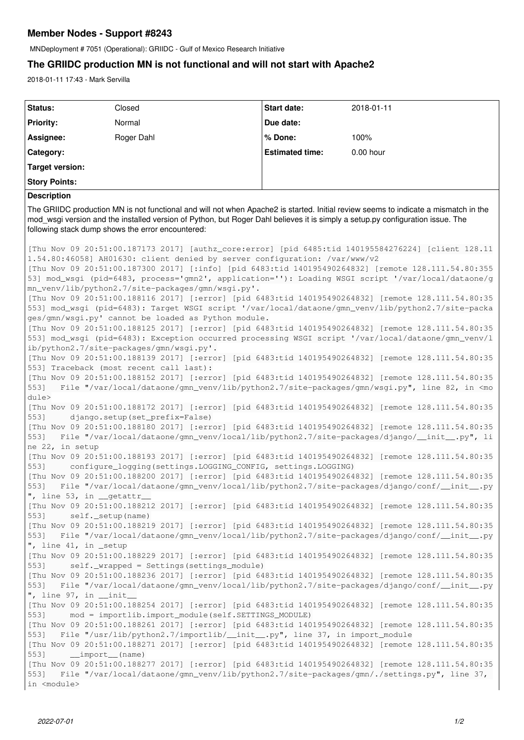# Member Nodes - Support #8243

MNDeployment # 7051 (Operational): GRIIDC - Gulf of Mexico Research Initiative

## The GRIIDC production MN is not functional and will not start with Apache2

2018-01-11 17:43 - Mark Servilla

| | | | |
|---|---|---|---|
| **Status:** | Closed | **Start date:** | 2018-01-11 |
| **Priority:** | Normal | **Due date:** | |
| **Assignee:** | Roger Dahl | **% Done:** | 100% |
| **Category:** | | **Estimated time:** | 0.00 hour |
| **Target version:** | | | |
| **Story Points:** | | | |

**Description**

The GRIIDC production MN is not functional and will not when Apache2 is started. Initial review seems to indicate a mismatch in the mod_wsgi version and the installed version of Python, but Roger Dahl believes it is simply a setup.py configuration issue. The following stack dump shows the error encountered:

```
[Thu Nov 09 20:51:00.187173 2017] [authz_core:error] [pid 6485:tid 140195584276224] [client 128.111.54.80:46058] AH01630: client denied by server configuration: /var/www/v2
[Thu Nov 09 20:51:00.187300 2017] [:info] [pid 6483:tid 140195490264832] [remote 128.111.54.80:35553] mod_wsgi (pid=6483, process='gmn2', application=''): Loading WSGI script '/var/local/dataone/gmn_venv/lib/python2.7/site-packages/gmn/wsgi.py'.
[Thu Nov 09 20:51:00.188116 2017] [:error] [pid 6483:tid 140195490264832] [remote 128.111.54.80:35553] mod_wsgi (pid=6483): Target WSGI script '/var/local/dataone/gmn_venv/lib/python2.7/site-packages/gmn/wsgi.py' cannot be loaded as Python module.
[Thu Nov 09 20:51:00.188125 2017] [:error] [pid 6483:tid 140195490264832] [remote 128.111.54.80:35553] mod_wsgi (pid=6483): Exception occurred processing WSGI script '/var/local/dataone/gmn_venv/lib/python2.7/site-packages/gmn/wsgi.py'.
[Thu Nov 09 20:51:00.188139 2017] [:error] [pid 6483:tid 140195490264832] [remote 128.111.54.80:35553] Traceback (most recent call last):
[Thu Nov 09 20:51:00.188152 2017] [:error] [pid 6483:tid 140195490264832] [remote 128.111.54.80:35553]   File "/var/local/dataone/gmn_venv/lib/python2.7/site-packages/gmn/wsgi.py", line 82, in <module>
[Thu Nov 09 20:51:00.188172 2017] [:error] [pid 6483:tid 140195490264832] [remote 128.111.54.80:35553]     django.setup(set_prefix=False)
[Thu Nov 09 20:51:00.188180 2017] [:error] [pid 6483:tid 140195490264832] [remote 128.111.54.80:35553]   File "/var/local/dataone/gmn_venv/local/lib/python2.7/site-packages/django/__init__.py", line 22, in setup
[Thu Nov 09 20:51:00.188193 2017] [:error] [pid 6483:tid 140195490264832] [remote 128.111.54.80:35553]     configure_logging(settings.LOGGING_CONFIG, settings.LOGGING)
[Thu Nov 09 20:51:00.188200 2017] [:error] [pid 6483:tid 140195490264832] [remote 128.111.54.80:35553]   File "/var/local/dataone/gmn_venv/local/lib/python2.7/site-packages/django/conf/__init__.py", line 53, in __getattr__
[Thu Nov 09 20:51:00.188212 2017] [:error] [pid 6483:tid 140195490264832] [remote 128.111.54.80:35553]     self._setup(name)
[Thu Nov 09 20:51:00.188219 2017] [:error] [pid 6483:tid 140195490264832] [remote 128.111.54.80:35553]   File "/var/local/dataone/gmn_venv/local/lib/python2.7/site-packages/django/conf/__init__.py", line 41, in _setup
[Thu Nov 09 20:51:00.188229 2017] [:error] [pid 6483:tid 140195490264832] [remote 128.111.54.80:35553]     self._wrapped = Settings(settings_module)
[Thu Nov 09 20:51:00.188236 2017] [:error] [pid 6483:tid 140195490264832] [remote 128.111.54.80:35553]   File "/var/local/dataone/gmn_venv/local/lib/python2.7/site-packages/django/conf/__init__.py", line 97, in __init__
[Thu Nov 09 20:51:00.188254 2017] [:error] [pid 6483:tid 140195490264832] [remote 128.111.54.80:35553]     mod = importlib.import_module(self.SETTINGS_MODULE)
[Thu Nov 09 20:51:00.188261 2017] [:error] [pid 6483:tid 140195490264832] [remote 128.111.54.80:35553]   File "/usr/lib/python2.7/importlib/__init__.py", line 37, in import_module
[Thu Nov 09 20:51:00.188271 2017] [:error] [pid 6483:tid 140195490264832] [remote 128.111.54.80:35553]     __import__(name)
[Thu Nov 09 20:51:00.188277 2017] [:error] [pid 6483:tid 140195490264832] [remote 128.111.54.80:35553]   File "/var/local/dataone/gmn_venv/lib/python2.7/site-packages/gmn/./settings.py", line 37, in <module>
```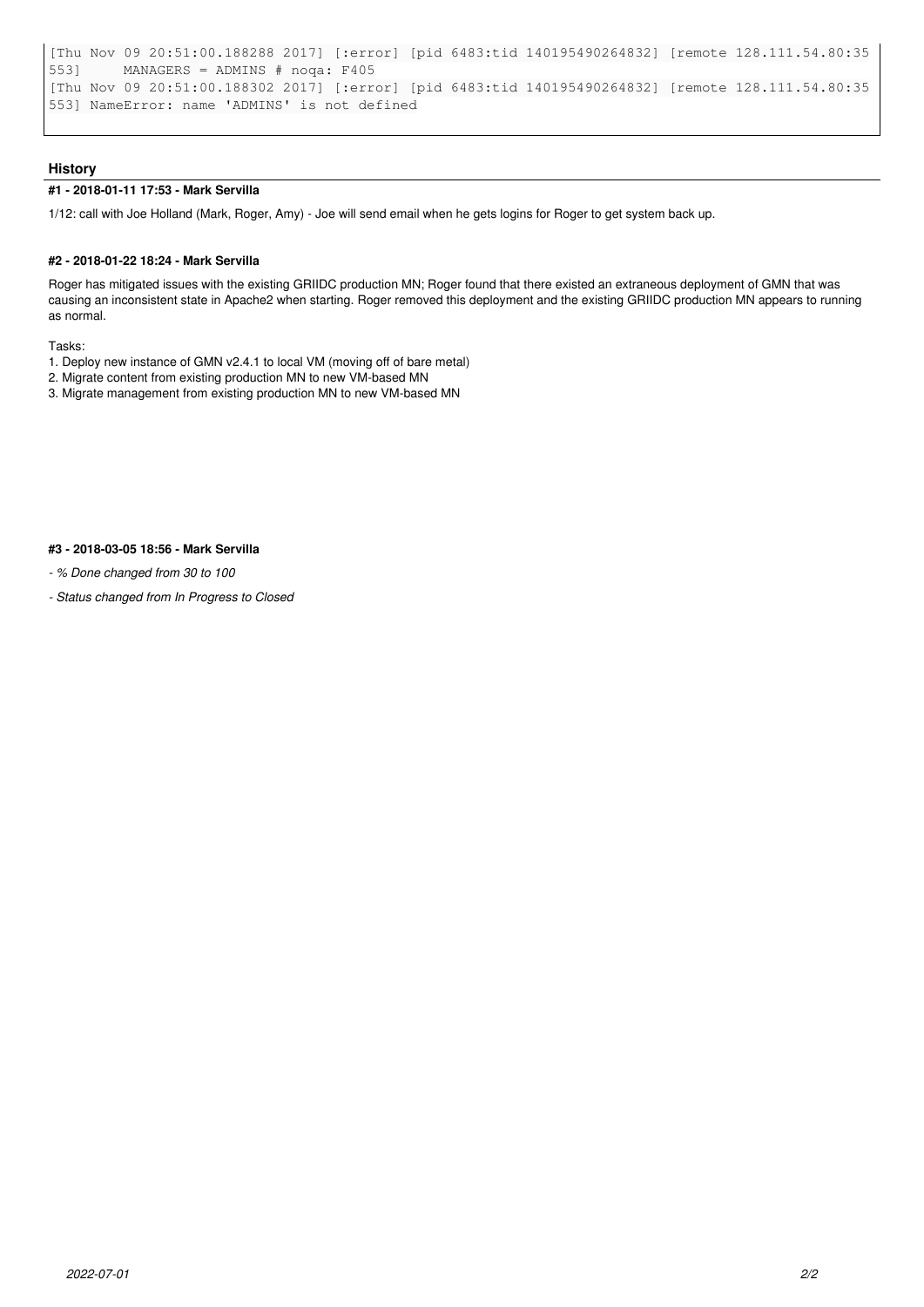```
[Thu Nov 09 20:51:00.188288 2017] [:error] [pid 6483:tid 140195490264832] [remote 128.111.54.80:35
553]     MANAGERS = ADMINS # noqa: F405
[Thu Nov 09 20:51:00.188302 2017] [:error] [pid 6483:tid 140195490264832] [remote 128.111.54.80:35
553] NameError: name 'ADMINS' is not defined
```

## History

### #1 - 2018-01-11 17:53 - Mark Servilla

1/12: call with Joe Holland (Mark, Roger, Amy) - Joe will send email when he gets logins for Roger to get system back up.

### #2 - 2018-01-22 18:24 - Mark Servilla

Roger has mitigated issues with the existing GRIIDC production MN; Roger found that there existed an extraneous deployment of GMN that was causing an inconsistent state in Apache2 when starting. Roger removed this deployment and the existing GRIIDC production MN appears to running as normal.

Tasks:

1. Deploy new instance of GMN v2.4.1 to local VM (moving off of bare metal)
2. Migrate content from existing production MN to new VM-based MN
3. Migrate management from existing production MN to new VM-based MN

### #3 - 2018-03-05 18:56 - Mark Servilla

- *% Done changed from 30 to 100*
- *Status changed from In Progress to Closed*